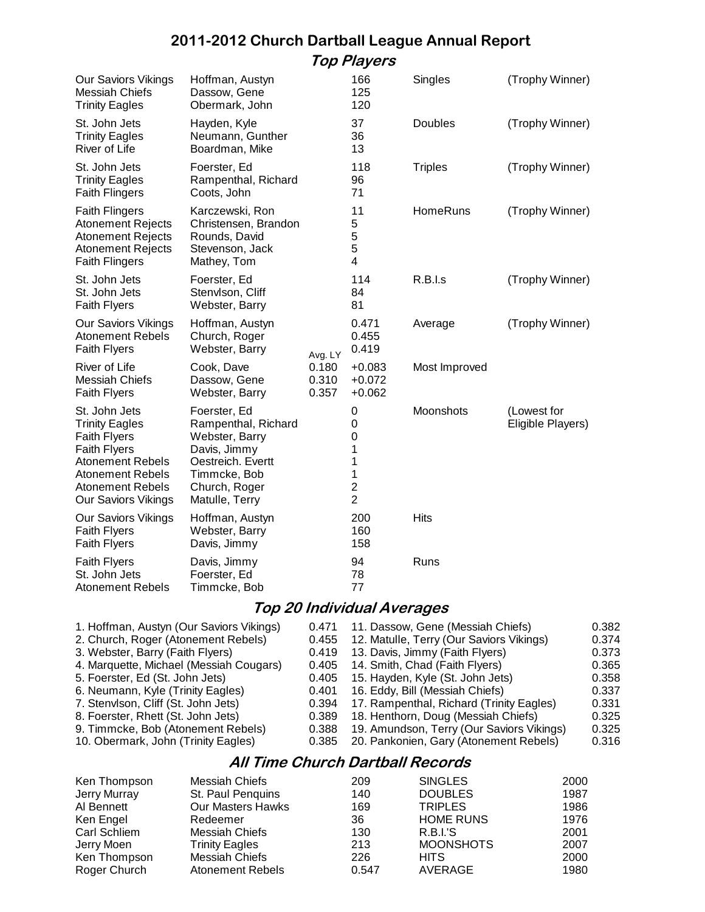# 2011-2012 Church Dartball League Annual Report

## Top Players

| | | | | | |
|---|---|---|---|---|---|
| Our Saviors Vikings | Hoffman, Austyn | | 166 | Singles | (Trophy Winner) |
| Messiah Chiefs | Dassow, Gene | | 125 | | |
| Trinity Eagles | Obermark, John | | 120 | | |
| St. John Jets | Hayden, Kyle | | 37 | Doubles | (Trophy Winner) |
| Trinity Eagles | Neumann, Gunther | | 36 | | |
| River of Life | Boardman, Mike | | 13 | | |
| St. John Jets | Foerster, Ed | | 118 | Triples | (Trophy Winner) |
| Trinity Eagles | Rampenthal, Richard | | 96 | | |
| Faith Flingers | Coots, John | | 71 | | |
| Faith Flingers | Karczewski, Ron | | 11 | HomeRuns | (Trophy Winner) |
| Atonement Rejects | Christensen, Brandon | | 5 | | |
| Atonement Rejects | Rounds, David | | 5 | | |
| Atonement Rejects | Stevenson, Jack | | 5 | | |
| Faith Flingers | Mathey, Tom | | 4 | | |
| St. John Jets | Foerster, Ed | | 114 | R.B.I.s | (Trophy Winner) |
| St. John Jets | Stenvlson, Cliff | | 84 | | |
| Faith Flyers | Webster, Barry | | 81 | | |
| Our Saviors Vikings | Hoffman, Austyn | | 0.471 | Average | (Trophy Winner) |
| Atonement Rebels | Church, Roger | | 0.455 | | |
| Faith Flyers | Webster, Barry | | 0.419 | | |
| | | Avg. LY | | | |
| River of Life | Cook, Dave | 0.180 | +0.083 | Most Improved | |
| Messiah Chiefs | Dassow, Gene | 0.310 | +0.072 | | |
| Faith Flyers | Webster, Barry | 0.357 | +0.062 | | |
| St. John Jets | Foerster, Ed | | 0 | Moonshots | (Lowest for Eligible Players) |
| Trinity Eagles | Rampenthal, Richard | | 0 | | |
| Faith Flyers | Webster, Barry | | 0 | | |
| Faith Flyers | Davis, Jimmy | | 1 | | |
| Atonement Rebels | Oestreich. Evertt | | 1 | | |
| Atonement Rebels | Timmcke, Bob | | 1 | | |
| Atonement Rebels | Church, Roger | | 2 | | |
| Our Saviors Vikings | Matulle, Terry | | 2 | | |
| Our Saviors Vikings | Hoffman, Austyn | | 200 | Hits | |
| Faith Flyers | Webster, Barry | | 160 | | |
| Faith Flyers | Davis, Jimmy | | 158 | | |
| Faith Flyers | Davis, Jimmy | | 94 | Runs | |
| St. John Jets | Foerster, Ed | | 78 | | |
| Atonement Rebels | Timmcke, Bob | | 77 | | |

## Top 20 Individual Averages

| | |
|---|---|
| 1. Hoffman, Austyn (Our Saviors Vikings) | 0.471 |
| 2. Church, Roger (Atonement Rebels) | 0.455 |
| 3. Webster, Barry (Faith Flyers) | 0.419 |
| 4. Marquette, Michael (Messiah Cougars) | 0.405 |
| 5. Foerster, Ed (St. John Jets) | 0.405 |
| 6. Neumann, Kyle (Trinity Eagles) | 0.401 |
| 7. Stenvlson, Cliff (St. John Jets) | 0.394 |
| 8. Foerster, Rhett (St. John Jets) | 0.389 |
| 9. Timmcke, Bob (Atonement Rebels) | 0.388 |
| 10. Obermark, John (Trinity Eagles) | 0.385 |
| 11. Dassow, Gene (Messiah Chiefs) | 0.382 |
| 12. Matulle, Terry (Our Saviors Vikings) | 0.374 |
| 13. Davis, Jimmy (Faith Flyers) | 0.373 |
| 14. Smith, Chad (Faith Flyers) | 0.365 |
| 15. Hayden, Kyle (St. John Jets) | 0.358 |
| 16. Eddy, Bill (Messiah Chiefs) | 0.337 |
| 17. Rampenthal, Richard (Trinity Eagles) | 0.331 |
| 18. Henthorn, Doug (Messiah Chiefs) | 0.325 |
| 19. Amundson, Terry (Our Saviors Vikings) | 0.325 |
| 20. Pankonien, Gary (Atonement Rebels) | 0.316 |

## All Time Church Dartball Records

| | | | | |
|---|---|---|---|---|
| Ken Thompson | Messiah Chiefs | 209 | SINGLES | 2000 |
| Jerry Murray | St. Paul Penquins | 140 | DOUBLES | 1987 |
| Al Bennett | Our Masters Hawks | 169 | TRIPLES | 1986 |
| Ken Engel | Redeemer | 36 | HOME RUNS | 1976 |
| Carl Schliem | Messiah Chiefs | 130 | R.B.I.'S | 2001 |
| Jerry Moen | Trinity Eagles | 213 | MOONSHOTS | 2007 |
| Ken Thompson | Messiah Chiefs | 226 | HITS | 2000 |
| Roger Church | Atonement Rebels | 0.547 | AVERAGE | 1980 |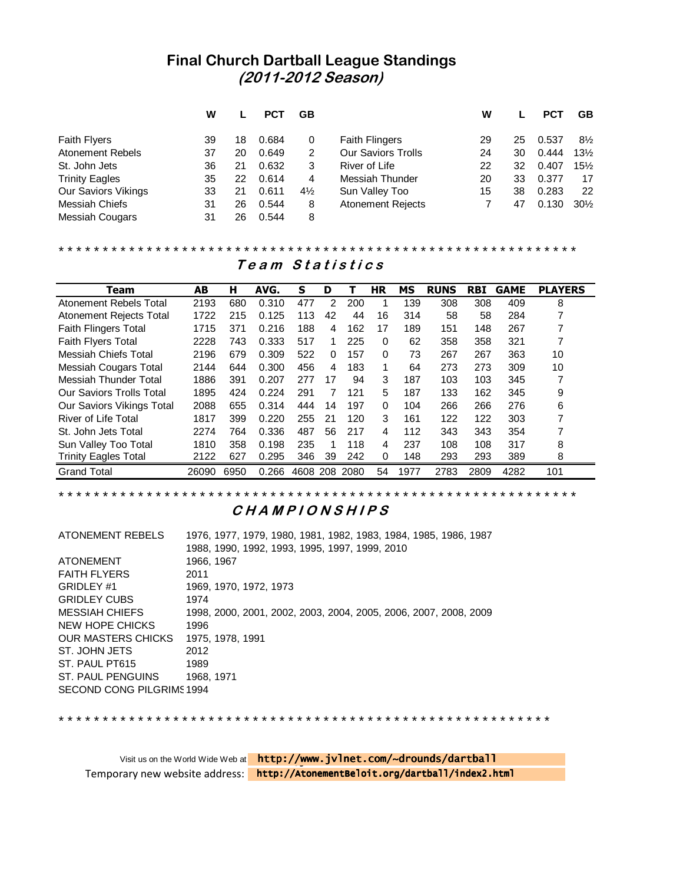# Final Church Dartball League Standings
## *(2011-2012 Season)*

| | W | L | PCT | GB |
|---|---|---|---|---|
| Faith Flyers | 39 | 18 | 0.684 | 0 |
| Atonement Rebels | 37 | 20 | 0.649 | 2 |
| St. John Jets | 36 | 21 | 0.632 | 3 |
| Trinity Eagles | 35 | 22 | 0.614 | 4 |
| Our Saviors Vikings | 33 | 21 | 0.611 | 4½ |
| Messiah Chiefs | 31 | 26 | 0.544 | 8 |
| Messiah Cougars | 31 | 26 | 0.544 | 8 |
| Faith Flingers | 29 | 25 | 0.537 | 8½ |
| Our Saviors Trolls | 24 | 30 | 0.444 | 13½ |
| River of Life | 22 | 32 | 0.407 | 15½ |
| Messiah Thunder | 20 | 33 | 0.377 | 17 |
| Sun Valley Too | 15 | 38 | 0.283 | 22 |
| Atonement Rejects | 7 | 47 | 0.130 | 30½ |

* * * * * * * * * * * * * * * * * * * * * * * * * * * * * * * * * * * * * * * * * * * * * * * * * * * * * * * * * * *

## *Team Statistics*

| Team | AB | H | AVG. | S | D | T | HR | MS | RUNS | RBI | GAME | PLAYERS |
|---|---|---|---|---|---|---|---|---|---|---|---|---|
| Atonement Rebels Total | 2193 | 680 | 0.310 | 477 | 2 | 200 | 1 | 139 | 308 | 308 | 409 | 8 |
| Atonement Rejects Total | 1722 | 215 | 0.125 | 113 | 42 | 44 | 16 | 314 | 58 | 58 | 284 | 7 |
| Faith Flingers Total | 1715 | 371 | 0.216 | 188 | 4 | 162 | 17 | 189 | 151 | 148 | 267 | 7 |
| Faith Flyers Total | 2228 | 743 | 0.333 | 517 | 1 | 225 | 0 | 62 | 358 | 358 | 321 | 7 |
| Messiah Chiefs Total | 2196 | 679 | 0.309 | 522 | 0 | 157 | 0 | 73 | 267 | 267 | 363 | 10 |
| Messiah Cougars Total | 2144 | 644 | 0.300 | 456 | 4 | 183 | 1 | 64 | 273 | 273 | 309 | 10 |
| Messiah Thunder Total | 1886 | 391 | 0.207 | 277 | 17 | 94 | 3 | 187 | 103 | 103 | 345 | 7 |
| Our Saviors Trolls Total | 1895 | 424 | 0.224 | 291 | 7 | 121 | 5 | 187 | 133 | 162 | 345 | 9 |
| Our Saviors Vikings Total | 2088 | 655 | 0.314 | 444 | 14 | 197 | 0 | 104 | 266 | 266 | 276 | 6 |
| River of Life Total | 1817 | 399 | 0.220 | 255 | 21 | 120 | 3 | 161 | 122 | 122 | 303 | 7 |
| St. John Jets Total | 2274 | 764 | 0.336 | 487 | 56 | 217 | 4 | 112 | 343 | 343 | 354 | 7 |
| Sun Valley Too Total | 1810 | 358 | 0.198 | 235 | 1 | 118 | 4 | 237 | 108 | 108 | 317 | 8 |
| Trinity Eagles Total | 2122 | 627 | 0.295 | 346 | 39 | 242 | 0 | 148 | 293 | 293 | 389 | 8 |
| Grand Total | 26090 | 6950 | 0.266 | 4608 | 208 | 2080 | 54 | 1977 | 2783 | 2809 | 4282 | 101 |

* * * * * * * * * * * * * * * * * * * * * * * * * * * * * * * * * * * * * * * * * * * * * * * * * * * * * * * * * * *

## *CHAMPIONSHIPS*

| | |
|---|---|
| ATONEMENT REBELS | 1976, 1977, 1979, 1980, 1981, 1982, 1983, 1984, 1985, 1986, 1987 1988, 1990, 1992, 1993, 1995, 1997, 1999, 2010 |
| ATONEMENT | 1966, 1967 |
| FAITH FLYERS | 2011 |
| GRIDLEY #1 | 1969, 1970, 1972, 1973 |
| GRIDLEY CUBS | 1974 |
| MESSIAH CHIEFS | 1998, 2000, 2001, 2002, 2003, 2004, 2005, 2006, 2007, 2008, 2009 |
| NEW HOPE CHICKS | 1996 |
| OUR MASTERS CHICKS | 1975, 1978, 1991 |
| ST. JOHN JETS | 2012 |
| ST. PAUL PT615 | 1989 |
| ST. PAUL PENGUINS | 1968, 1971 |
| SECOND CONG PILGRIMS | 1994 |

* * * * * * * * * * * * * * * * * * * * * * * * * * * * * * * * * * * * * * * * * * * * * * * * * * * * * * * *

Visit us on the World Wide Web at **http://www.jvlnet.com/~drounds/dartball**

Temporary new website address: **http://AtonementBeloit.org/dartball/index2.html**